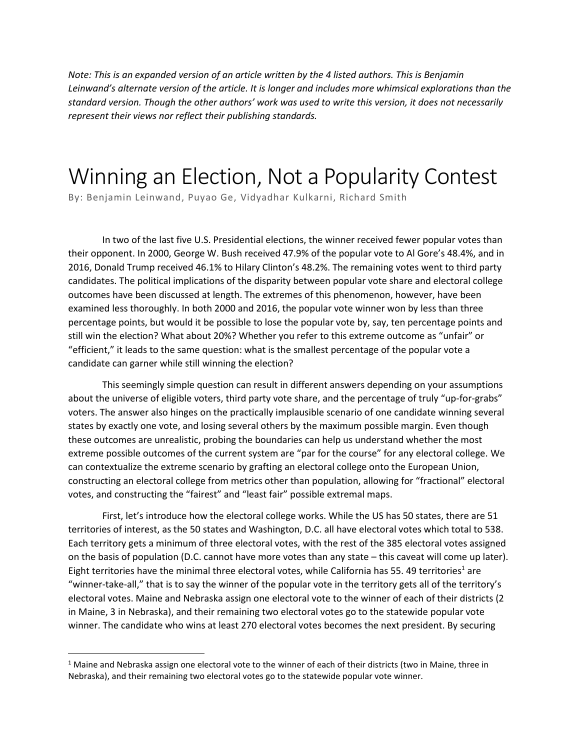*Note: This is an expanded version of an article written by the 4 listed authors. This is Benjamin Leinwand's alternate version of the article. It is longer and includes more whimsical explorations than the standard version. Though the other authors' work was used to write this version, it does not necessarily represent their views nor reflect their publishing standards.*

# Winning an Election, Not a Popularity Contest

By: Benjamin Leinwand, Puyao Ge, Vidyadhar Kulkarni, Richard Smith

In two of the last five U.S. Presidential elections, the winner received fewer popular votes than their opponent. In 2000, George W. Bush received 47.9% of the popular vote to Al Gore's 48.4%, and in 2016, Donald Trump received 46.1% to Hilary Clinton's 48.2%. The remaining votes went to third party candidates. The political implications of the disparity between popular vote share and electoral college outcomes have been discussed at length. The extremes of this phenomenon, however, have been examined less thoroughly. In both 2000 and 2016, the popular vote winner won by less than three percentage points, but would it be possible to lose the popular vote by, say, ten percentage points and still win the election? What about 20%? Whether you refer to this extreme outcome as "unfair" or "efficient," it leads to the same question: what is the smallest percentage of the popular vote a candidate can garner while still winning the election?

This seemingly simple question can result in different answers depending on your assumptions about the universe of eligible voters, third party vote share, and the percentage of truly "up-for-grabs" voters. The answer also hinges on the practically implausible scenario of one candidate winning several states by exactly one vote, and losing several others by the maximum possible margin. Even though these outcomes are unrealistic, probing the boundaries can help us understand whether the most extreme possible outcomes of the current system are "par for the course" for any electoral college. We can contextualize the extreme scenario by grafting an electoral college onto the European Union, constructing an electoral college from metrics other than population, allowing for "fractional" electoral votes, and constructing the "fairest" and "least fair" possible extremal maps.

First, let's introduce how the electoral college works. While the US has 50 states, there are 51 territories of interest, as the 50 states and Washington, D.C. all have electoral votes which total to 538. Each territory gets a minimum of three electoral votes, with the rest of the 385 electoral votes assigned on the basis of population (D.C. cannot have more votes than any state – this caveat will come up later). Eight territories have the minimal three electoral votes, while California has 55. 49 territories[1] are "winner-take-all," that is to say the winner of the popular vote in the territory gets all of the territory's electoral votes. Maine and Nebraska assign one electoral vote to the winner of each of their districts (2 in Maine, 3 in Nebraska), and their remaining two electoral votes go to the statewide popular vote winner. The candidate who wins at least 270 electoral votes becomes the next president. By securing

[1] Maine and Nebraska assign one electoral vote to the winner of each of their districts (two in Maine, three in Nebraska), and their remaining two electoral votes go to the statewide popular vote winner.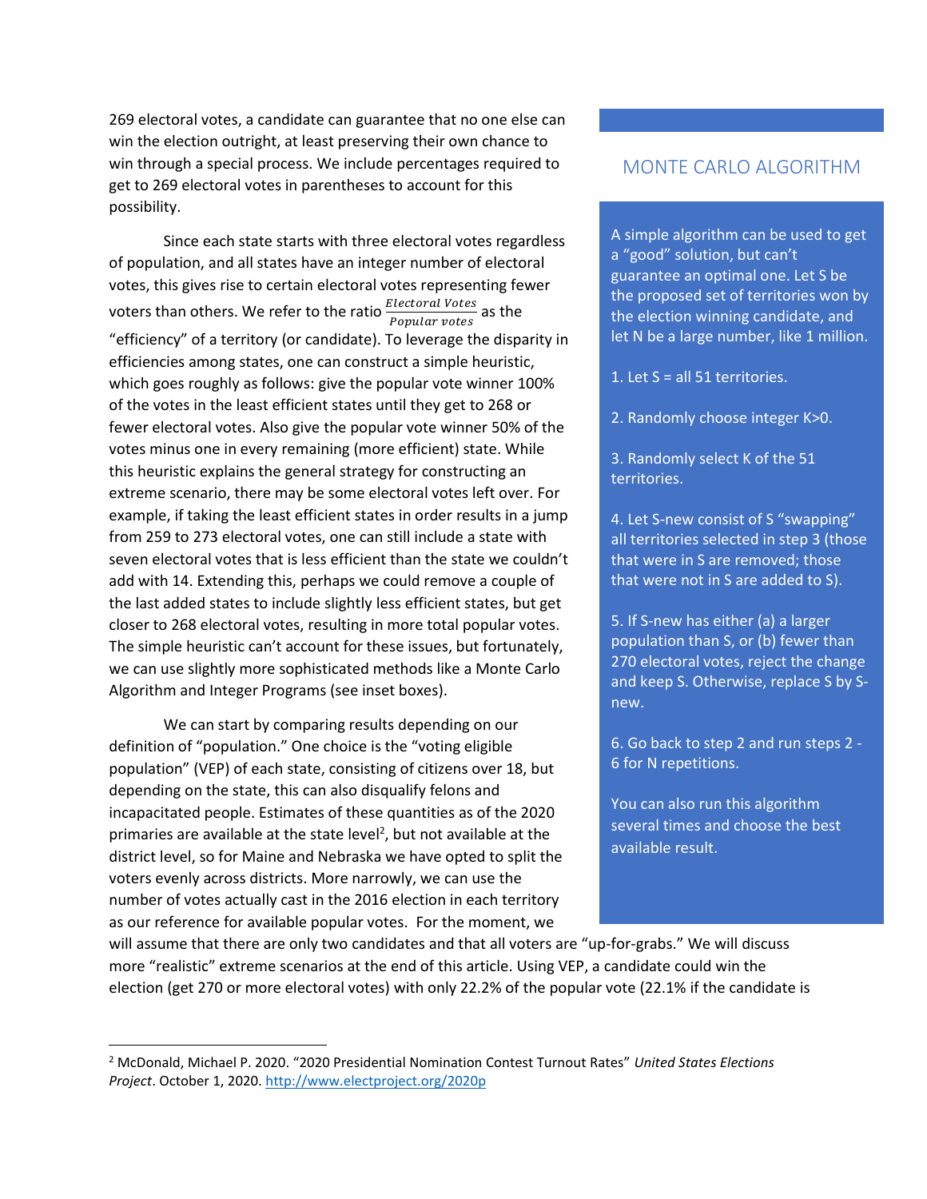269 electoral votes, a candidate can guarantee that no one else can win the election outright, at least preserving their own chance to win through a special process. We include percentages required to get to 269 electoral votes in parentheses to account for this possibility.

Since each state starts with three electoral votes regardless of population, and all states have an integer number of electoral votes, this gives rise to certain electoral votes representing fewer voters than others. We refer to the ratio $\frac{Electoral\ Votes}{Popular\ votes}$ as the "efficiency" of a territory (or candidate). To leverage the disparity in efficiencies among states, one can construct a simple heuristic, which goes roughly as follows: give the popular vote winner 100% of the votes in the least efficient states until they get to 268 or fewer electoral votes. Also give the popular vote winner 50% of the votes minus one in every remaining (more efficient) state. While this heuristic explains the general strategy for constructing an extreme scenario, there may be some electoral votes left over. For example, if taking the least efficient states in order results in a jump from 259 to 273 electoral votes, one can still include a state with seven electoral votes that is less efficient than the state we couldn't add with 14. Extending this, perhaps we could remove a couple of the last added states to include slightly less efficient states, but get closer to 268 electoral votes, resulting in more total popular votes. The simple heuristic can't account for these issues, but fortunately, we can use slightly more sophisticated methods like a Monte Carlo Algorithm and Integer Programs (see inset boxes).

We can start by comparing results depending on our definition of "population." One choice is the "voting eligible population" (VEP) of each state, consisting of citizens over 18, but depending on the state, this can also disqualify felons and incapacitated people. Estimates of these quantities as of the 2020 primaries are available at the state level[2], but not available at the district level, so for Maine and Nebraska we have opted to split the voters evenly across districts. More narrowly, we can use the number of votes actually cast in the 2016 election in each territory as our reference for available popular votes. For the moment, we will assume that there are only two candidates and that all voters are "up-for-grabs." We will discuss more "realistic" extreme scenarios at the end of this article. Using VEP, a candidate could win the election (get 270 or more electoral votes) with only 22.2% of the popular vote (22.1% if the candidate is

## MONTE CARLO ALGORITHM

A simple algorithm can be used to get a "good" solution, but can't guarantee an optimal one. Let S be the proposed set of territories won by the election winning candidate, and let N be a large number, like 1 million.

1. Let S = all 51 territories.

2. Randomly choose integer K>0.

3. Randomly select K of the 51 territories.

4. Let S-new consist of S "swapping" all territories selected in step 3 (those that were in S are removed; those that were not in S are added to S).

5. If S-new has either (a) a larger population than S, or (b) fewer than 270 electoral votes, reject the change and keep S. Otherwise, replace S by S-new.

6. Go back to step 2 and run steps 2 - 6 for N repetitions.

You can also run this algorithm several times and choose the best available result.

---

[2] McDonald, Michael P. 2020. "2020 Presidential Nomination Contest Turnout Rates" *United States Elections Project*. October 1, 2020. http://www.electproject.org/2020p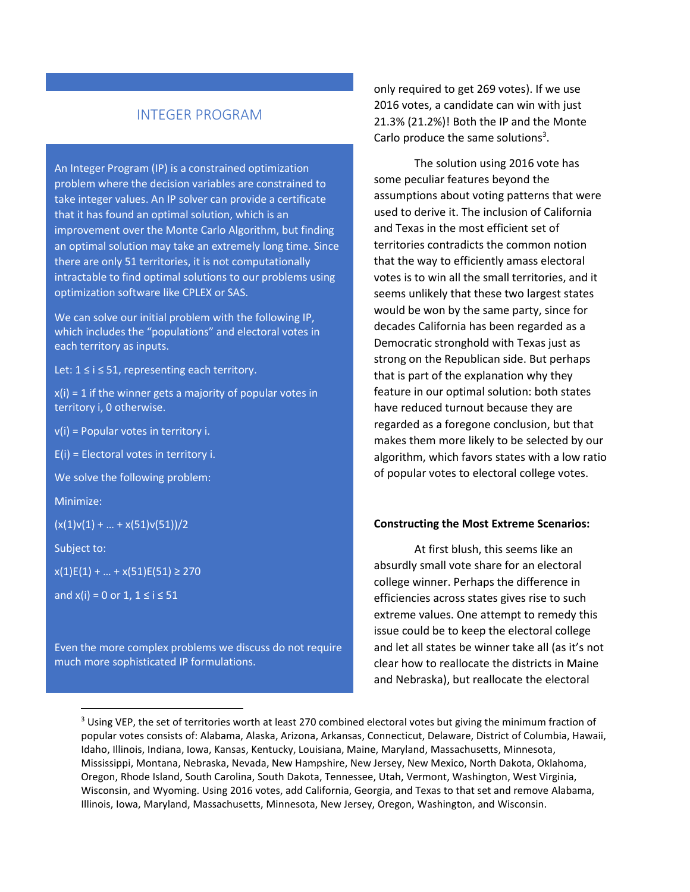## INTEGER PROGRAM

An Integer Program (IP) is a constrained optimization problem where the decision variables are constrained to take integer values. An IP solver can provide a certificate that it has found an optimal solution, which is an improvement over the Monte Carlo Algorithm, but finding an optimal solution may take an extremely long time. Since there are only 51 territories, it is not computationally intractable to find optimal solutions to our problems using optimization software like CPLEX or SAS.

We can solve our initial problem with the following IP, which includes the "populations" and electoral votes in each territory as inputs.

Let: $1 \leq i \leq 51$, representing each territory.

$x(i) = 1$ if the winner gets a majority of popular votes in territory i, 0 otherwise.

$v(i)$ = Popular votes in territory i.

$E(i)$ = Electoral votes in territory i.

We solve the following problem:

Minimize:

$$(x(1)v(1) + \ldots + x(51)v(51))/2$$

Subject to:

$$x(1)E(1) + \ldots + x(51)E(51) \geq 270$$

and $x(i) = 0$ or $1$, $1 \leq i \leq 51$

Even the more complex problems we discuss do not require much more sophisticated IP formulations.

only required to get 269 votes). If we use 2016 votes, a candidate can win with just 21.3% (21.2%)! Both the IP and the Monte Carlo produce the same solutions[3].

The solution using 2016 vote has some peculiar features beyond the assumptions about voting patterns that were used to derive it. The inclusion of California and Texas in the most efficient set of territories contradicts the common notion that the way to efficiently amass electoral votes is to win all the small territories, and it seems unlikely that these two largest states would be won by the same party, since for decades California has been regarded as a Democratic stronghold with Texas just as strong on the Republican side. But perhaps that is part of the explanation why they feature in our optimal solution: both states have reduced turnout because they are regarded as a foregone conclusion, but that makes them more likely to be selected by our algorithm, which favors states with a low ratio of popular votes to electoral college votes.

**Constructing the Most Extreme Scenarios:**

At first blush, this seems like an absurdly small vote share for an electoral college winner. Perhaps the difference in efficiencies across states gives rise to such extreme values. One attempt to remedy this issue could be to keep the electoral college and let all states be winner take all (as it's not clear how to reallocate the districts in Maine and Nebraska), but reallocate the electoral

---

[3] Using VEP, the set of territories worth at least 270 combined electoral votes but giving the minimum fraction of popular votes consists of: Alabama, Alaska, Arizona, Arkansas, Connecticut, Delaware, District of Columbia, Hawaii, Idaho, Illinois, Indiana, Iowa, Kansas, Kentucky, Louisiana, Maine, Maryland, Massachusetts, Minnesota, Mississippi, Montana, Nebraska, Nevada, New Hampshire, New Jersey, New Mexico, North Dakota, Oklahoma, Oregon, Rhode Island, South Carolina, South Dakota, Tennessee, Utah, Vermont, Washington, West Virginia, Wisconsin, and Wyoming. Using 2016 votes, add California, Georgia, and Texas to that set and remove Alabama, Illinois, Iowa, Maryland, Massachusetts, Minnesota, New Jersey, Oregon, Washington, and Wisconsin.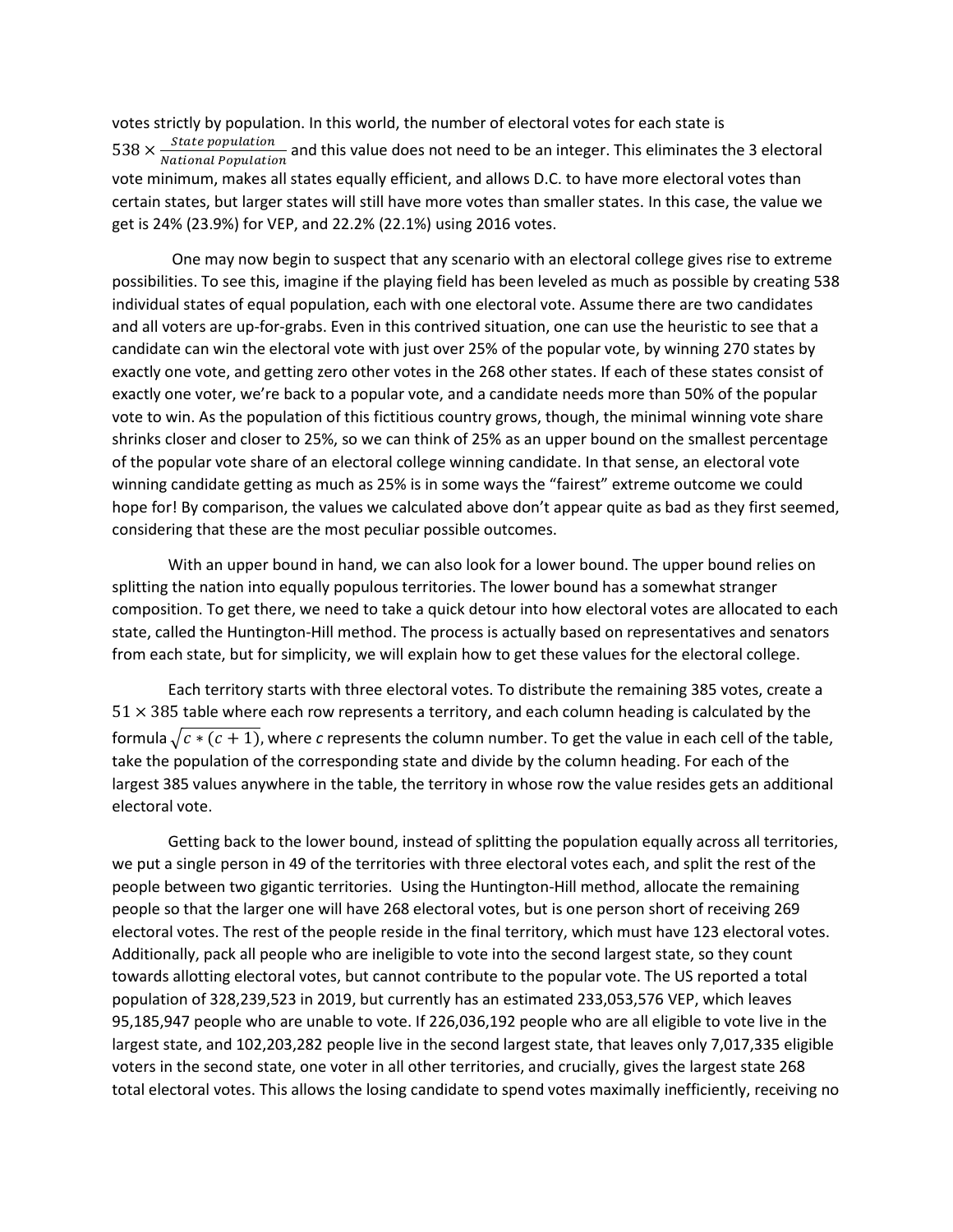votes strictly by population. In this world, the number of electoral votes for each state is $538 \times \frac{State\ population}{National\ Population}$ and this value does not need to be an integer. This eliminates the 3 electoral vote minimum, makes all states equally efficient, and allows D.C. to have more electoral votes than certain states, but larger states will still have more votes than smaller states. In this case, the value we get is 24% (23.9%) for VEP, and 22.2% (22.1%) using 2016 votes.

One may now begin to suspect that any scenario with an electoral college gives rise to extreme possibilities. To see this, imagine if the playing field has been leveled as much as possible by creating 538 individual states of equal population, each with one electoral vote. Assume there are two candidates and all voters are up-for-grabs. Even in this contrived situation, one can use the heuristic to see that a candidate can win the electoral vote with just over 25% of the popular vote, by winning 270 states by exactly one vote, and getting zero other votes in the 268 other states. If each of these states consist of exactly one voter, we're back to a popular vote, and a candidate needs more than 50% of the popular vote to win. As the population of this fictitious country grows, though, the minimal winning vote share shrinks closer and closer to 25%, so we can think of 25% as an upper bound on the smallest percentage of the popular vote share of an electoral college winning candidate. In that sense, an electoral vote winning candidate getting as much as 25% is in some ways the "fairest" extreme outcome we could hope for! By comparison, the values we calculated above don't appear quite as bad as they first seemed, considering that these are the most peculiar possible outcomes.

With an upper bound in hand, we can also look for a lower bound. The upper bound relies on splitting the nation into equally populous territories. The lower bound has a somewhat stranger composition. To get there, we need to take a quick detour into how electoral votes are allocated to each state, called the Huntington-Hill method. The process is actually based on representatives and senators from each state, but for simplicity, we will explain how to get these values for the electoral college.

Each territory starts with three electoral votes. To distribute the remaining 385 votes, create a $51 \times 385$ table where each row represents a territory, and each column heading is calculated by the formula $\sqrt{c * (c+1)}$, where $c$ represents the column number. To get the value in each cell of the table, take the population of the corresponding state and divide by the column heading. For each of the largest 385 values anywhere in the table, the territory in whose row the value resides gets an additional electoral vote.

Getting back to the lower bound, instead of splitting the population equally across all territories, we put a single person in 49 of the territories with three electoral votes each, and split the rest of the people between two gigantic territories. Using the Huntington-Hill method, allocate the remaining people so that the larger one will have 268 electoral votes, but is one person short of receiving 269 electoral votes. The rest of the people reside in the final territory, which must have 123 electoral votes. Additionally, pack all people who are ineligible to vote into the second largest state, so they count towards allotting electoral votes, but cannot contribute to the popular vote. The US reported a total population of 328,239,523 in 2019, but currently has an estimated 233,053,576 VEP, which leaves 95,185,947 people who are unable to vote. If 226,036,192 people who are all eligible to vote live in the largest state, and 102,203,282 people live in the second largest state, that leaves only 7,017,335 eligible voters in the second state, one voter in all other territories, and crucially, gives the largest state 268 total electoral votes. This allows the losing candidate to spend votes maximally inefficiently, receiving no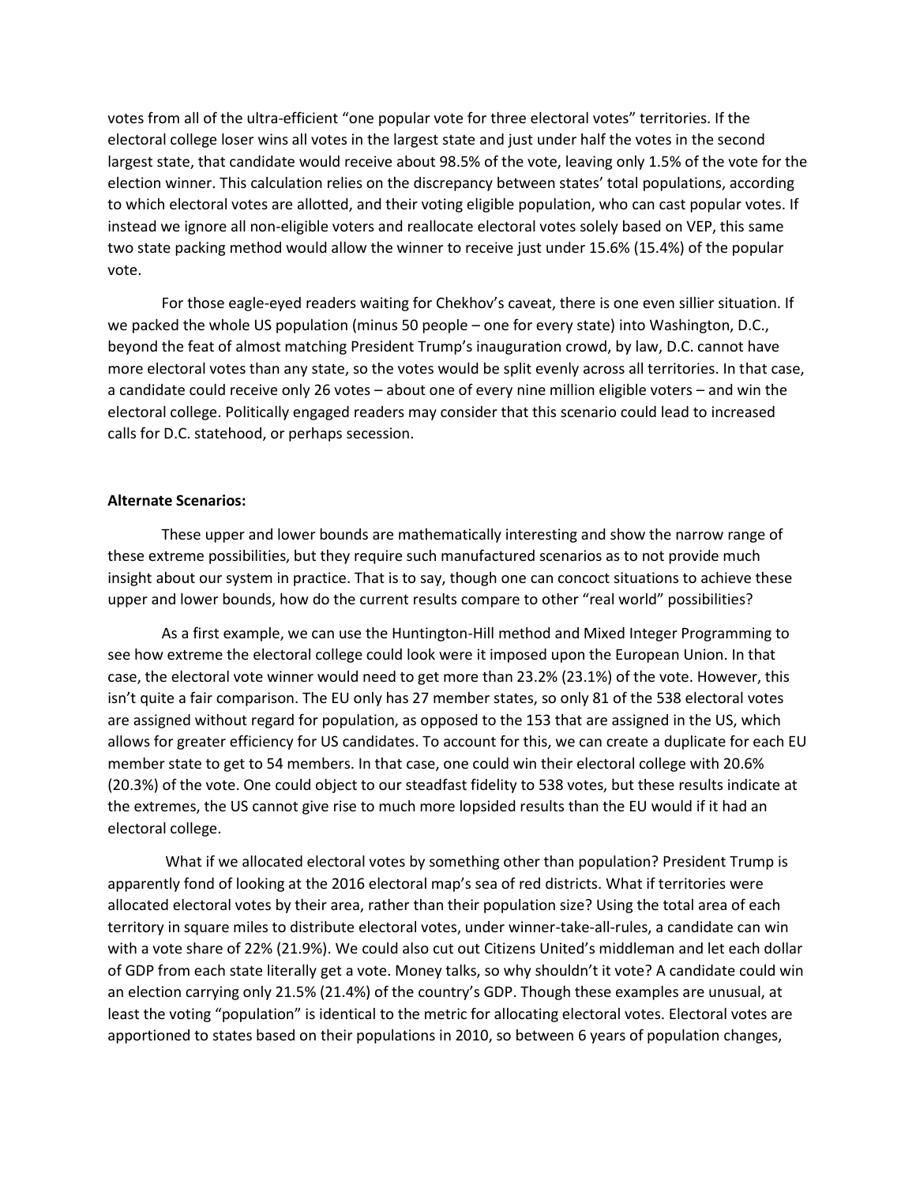votes from all of the ultra-efficient "one popular vote for three electoral votes" territories. If the electoral college loser wins all votes in the largest state and just under half the votes in the second largest state, that candidate would receive about 98.5% of the vote, leaving only 1.5% of the vote for the election winner. This calculation relies on the discrepancy between states' total populations, according to which electoral votes are allotted, and their voting eligible population, who can cast popular votes. If instead we ignore all non-eligible voters and reallocate electoral votes solely based on VEP, this same two state packing method would allow the winner to receive just under 15.6% (15.4%) of the popular vote.

For those eagle-eyed readers waiting for Chekhov's caveat, there is one even sillier situation. If we packed the whole US population (minus 50 people – one for every state) into Washington, D.C., beyond the feat of almost matching President Trump's inauguration crowd, by law, D.C. cannot have more electoral votes than any state, so the votes would be split evenly across all territories. In that case, a candidate could receive only 26 votes – about one of every nine million eligible voters – and win the electoral college. Politically engaged readers may consider that this scenario could lead to increased calls for D.C. statehood, or perhaps secession.

**Alternate Scenarios:**

These upper and lower bounds are mathematically interesting and show the narrow range of these extreme possibilities, but they require such manufactured scenarios as to not provide much insight about our system in practice. That is to say, though one can concoct situations to achieve these upper and lower bounds, how do the current results compare to other "real world" possibilities?

As a first example, we can use the Huntington-Hill method and Mixed Integer Programming to see how extreme the electoral college could look were it imposed upon the European Union. In that case, the electoral vote winner would need to get more than 23.2% (23.1%) of the vote. However, this isn't quite a fair comparison. The EU only has 27 member states, so only 81 of the 538 electoral votes are assigned without regard for population, as opposed to the 153 that are assigned in the US, which allows for greater efficiency for US candidates. To account for this, we can create a duplicate for each EU member state to get to 54 members. In that case, one could win their electoral college with 20.6% (20.3%) of the vote. One could object to our steadfast fidelity to 538 votes, but these results indicate at the extremes, the US cannot give rise to much more lopsided results than the EU would if it had an electoral college.

What if we allocated electoral votes by something other than population? President Trump is apparently fond of looking at the 2016 electoral map's sea of red districts. What if territories were allocated electoral votes by their area, rather than their population size? Using the total area of each territory in square miles to distribute electoral votes, under winner-take-all-rules, a candidate can win with a vote share of 22% (21.9%). We could also cut out Citizens United's middleman and let each dollar of GDP from each state literally get a vote. Money talks, so why shouldn't it vote? A candidate could win an election carrying only 21.5% (21.4%) of the country's GDP. Though these examples are unusual, at least the voting "population" is identical to the metric for allocating electoral votes. Electoral votes are apportioned to states based on their populations in 2010, so between 6 years of population changes,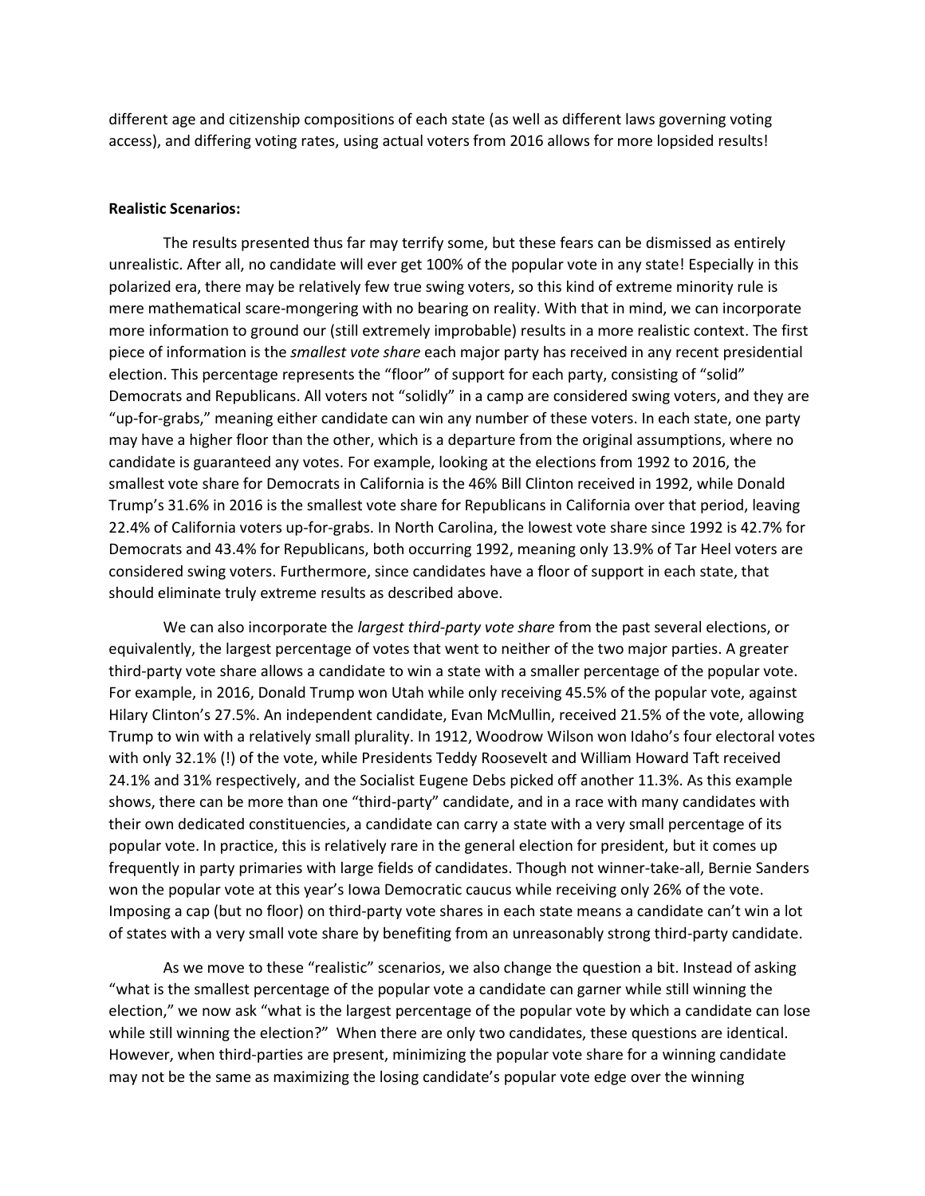different age and citizenship compositions of each state (as well as different laws governing voting access), and differing voting rates, using actual voters from 2016 allows for more lopsided results!

**Realistic Scenarios:**

The results presented thus far may terrify some, but these fears can be dismissed as entirely unrealistic. After all, no candidate will ever get 100% of the popular vote in any state! Especially in this polarized era, there may be relatively few true swing voters, so this kind of extreme minority rule is mere mathematical scare-mongering with no bearing on reality. With that in mind, we can incorporate more information to ground our (still extremely improbable) results in a more realistic context. The first piece of information is the *smallest vote share* each major party has received in any recent presidential election. This percentage represents the "floor" of support for each party, consisting of "solid" Democrats and Republicans. All voters not "solidly" in a camp are considered swing voters, and they are "up-for-grabs," meaning either candidate can win any number of these voters. In each state, one party may have a higher floor than the other, which is a departure from the original assumptions, where no candidate is guaranteed any votes. For example, looking at the elections from 1992 to 2016, the smallest vote share for Democrats in California is the 46% Bill Clinton received in 1992, while Donald Trump's 31.6% in 2016 is the smallest vote share for Republicans in California over that period, leaving 22.4% of California voters up-for-grabs. In North Carolina, the lowest vote share since 1992 is 42.7% for Democrats and 43.4% for Republicans, both occurring 1992, meaning only 13.9% of Tar Heel voters are considered swing voters. Furthermore, since candidates have a floor of support in each state, that should eliminate truly extreme results as described above.

We can also incorporate the *largest third-party vote share* from the past several elections, or equivalently, the largest percentage of votes that went to neither of the two major parties. A greater third-party vote share allows a candidate to win a state with a smaller percentage of the popular vote. For example, in 2016, Donald Trump won Utah while only receiving 45.5% of the popular vote, against Hilary Clinton's 27.5%. An independent candidate, Evan McMullin, received 21.5% of the vote, allowing Trump to win with a relatively small plurality. In 1912, Woodrow Wilson won Idaho's four electoral votes with only 32.1% (!) of the vote, while Presidents Teddy Roosevelt and William Howard Taft received 24.1% and 31% respectively, and the Socialist Eugene Debs picked off another 11.3%. As this example shows, there can be more than one "third-party" candidate, and in a race with many candidates with their own dedicated constituencies, a candidate can carry a state with a very small percentage of its popular vote. In practice, this is relatively rare in the general election for president, but it comes up frequently in party primaries with large fields of candidates. Though not winner-take-all, Bernie Sanders won the popular vote at this year's Iowa Democratic caucus while receiving only 26% of the vote. Imposing a cap (but no floor) on third-party vote shares in each state means a candidate can't win a lot of states with a very small vote share by benefiting from an unreasonably strong third-party candidate.

As we move to these "realistic" scenarios, we also change the question a bit. Instead of asking "what is the smallest percentage of the popular vote a candidate can garner while still winning the election," we now ask "what is the largest percentage of the popular vote by which a candidate can lose while still winning the election?" When there are only two candidates, these questions are identical. However, when third-parties are present, minimizing the popular vote share for a winning candidate may not be the same as maximizing the losing candidate's popular vote edge over the winning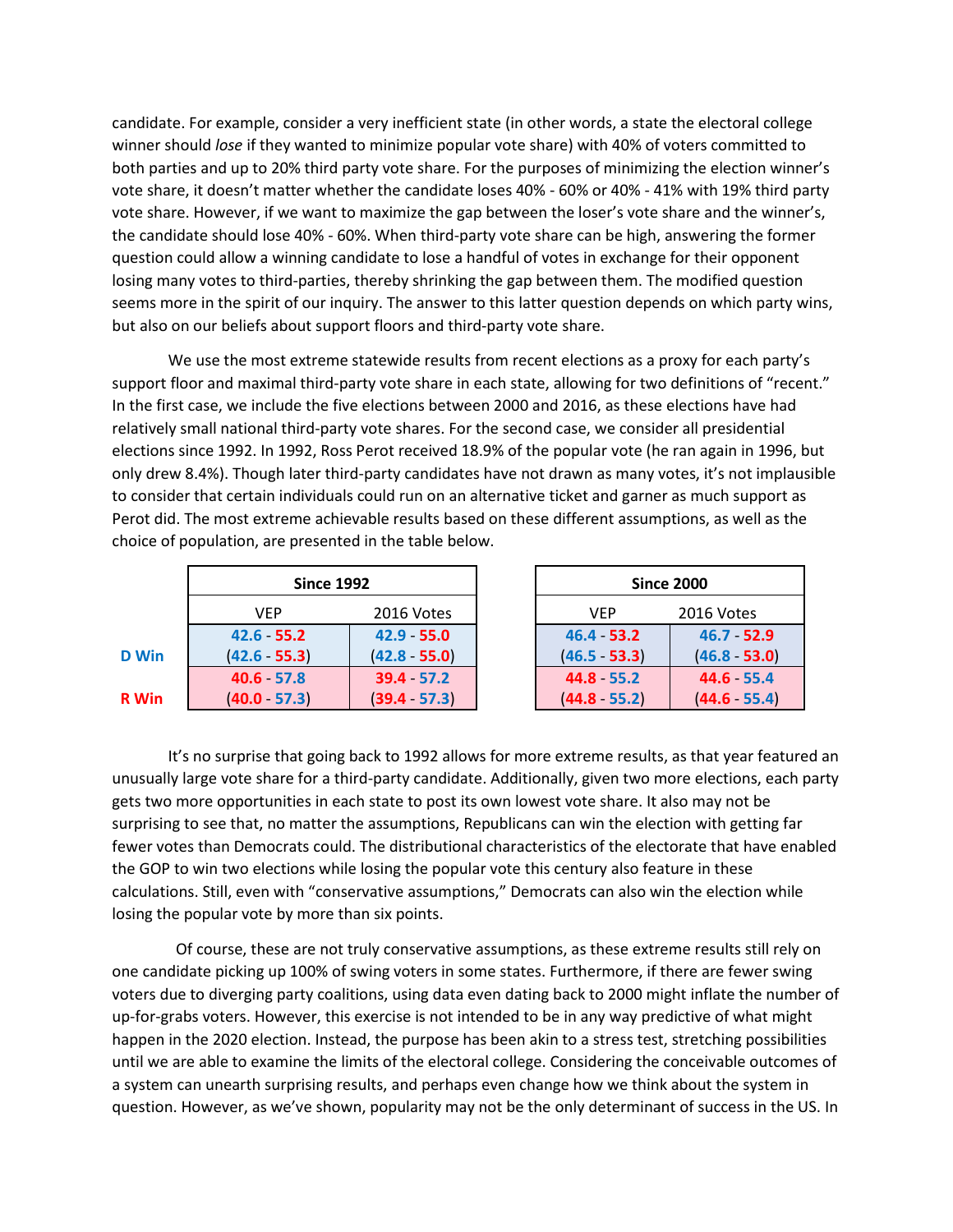candidate. For example, consider a very inefficient state (in other words, a state the electoral college winner should *lose* if they wanted to minimize popular vote share) with 40% of voters committed to both parties and up to 20% third party vote share. For the purposes of minimizing the election winner's vote share, it doesn't matter whether the candidate loses 40% - 60% or 40% - 41% with 19% third party vote share. However, if we want to maximize the gap between the loser's vote share and the winner's, the candidate should lose 40% - 60%. When third-party vote share can be high, answering the former question could allow a winning candidate to lose a handful of votes in exchange for their opponent losing many votes to third-parties, thereby shrinking the gap between them. The modified question seems more in the spirit of our inquiry. The answer to this latter question depends on which party wins, but also on our beliefs about support floors and third-party vote share.

We use the most extreme statewide results from recent elections as a proxy for each party's support floor and maximal third-party vote share in each state, allowing for two definitions of "recent." In the first case, we include the five elections between 2000 and 2016, as these elections have had relatively small national third-party vote shares. For the second case, we consider all presidential elections since 1992. In 1992, Ross Perot received 18.9% of the popular vote (he ran again in 1996, but only drew 8.4%). Though later third-party candidates have not drawn as many votes, it's not implausible to consider that certain individuals could run on an alternative ticket and garner as much support as Perot did. The most extreme achievable results based on these different assumptions, as well as the choice of population, are presented in the table below.

| | Since 1992 | | Since 2000 | |
|---|---|---|---|---|
| | VEP | 2016 Votes | VEP | 2016 Votes |
| D Win | 42.6 - 55.2 (42.6 - 55.3) | 42.9 - 55.0 (42.8 - 55.0) | 46.4 - 53.2 (46.5 - 53.3) | 46.7 - 52.9 (46.8 - 53.0) |
| R Win | 40.6 - 57.8 (40.0 - 57.3) | 39.4 - 57.2 (39.4 - 57.3) | 44.8 - 55.2 (44.8 - 55.2) | 44.6 - 55.4 (44.6 - 55.4) |

It's no surprise that going back to 1992 allows for more extreme results, as that year featured an unusually large vote share for a third-party candidate. Additionally, given two more elections, each party gets two more opportunities in each state to post its own lowest vote share. It also may not be surprising to see that, no matter the assumptions, Republicans can win the election with getting far fewer votes than Democrats could. The distributional characteristics of the electorate that have enabled the GOP to win two elections while losing the popular vote this century also feature in these calculations. Still, even with "conservative assumptions," Democrats can also win the election while losing the popular vote by more than six points.

Of course, these are not truly conservative assumptions, as these extreme results still rely on one candidate picking up 100% of swing voters in some states. Furthermore, if there are fewer swing voters due to diverging party coalitions, using data even dating back to 2000 might inflate the number of up-for-grabs voters. However, this exercise is not intended to be in any way predictive of what might happen in the 2020 election. Instead, the purpose has been akin to a stress test, stretching possibilities until we are able to examine the limits of the electoral college. Considering the conceivable outcomes of a system can unearth surprising results, and perhaps even change how we think about the system in question. However, as we've shown, popularity may not be the only determinant of success in the US. In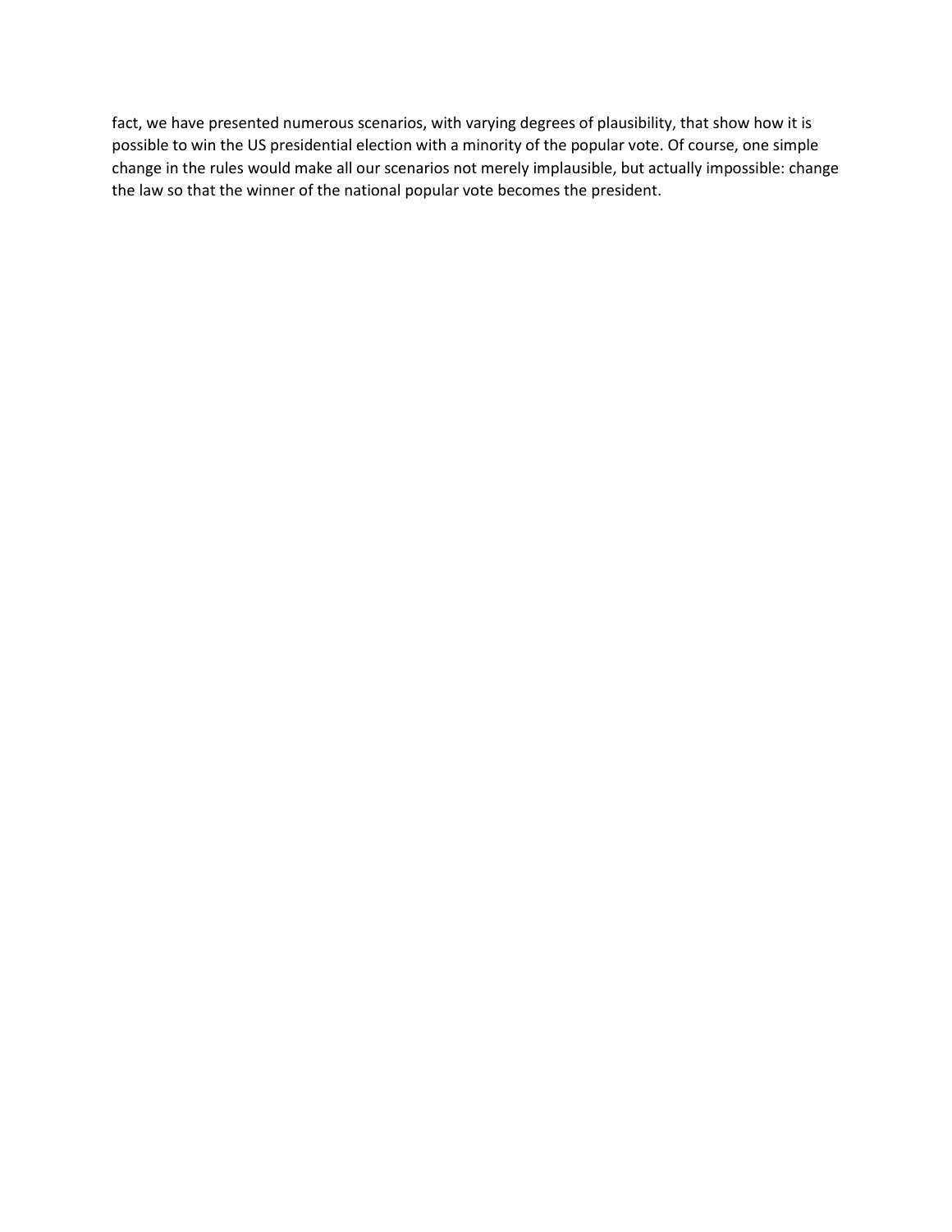fact, we have presented numerous scenarios, with varying degrees of plausibility, that show how it is possible to win the US presidential election with a minority of the popular vote. Of course, one simple change in the rules would make all our scenarios not merely implausible, but actually impossible: change the law so that the winner of the national popular vote becomes the president.